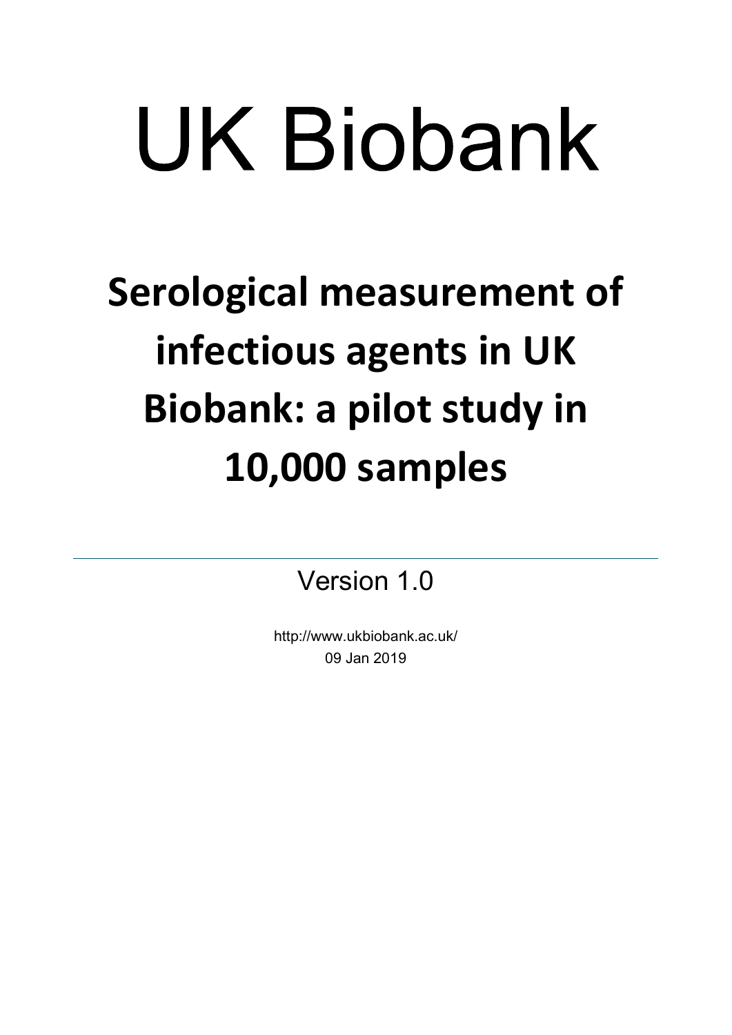# UK Biobank

## Serological measurement of infectious agents in UK Biobank: a pilot study in 10,000 samples

---

Version 1.0

http://www.ukbiobank.ac.uk/

09 Jan 2019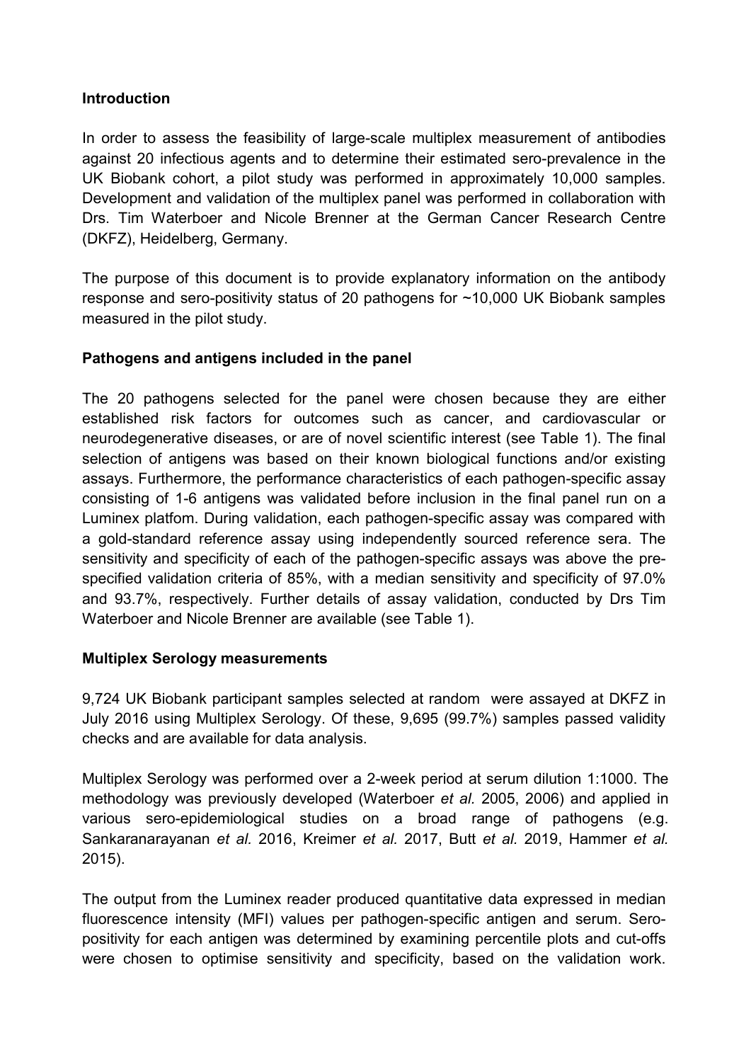## Introduction

In order to assess the feasibility of large-scale multiplex measurement of antibodies against 20 infectious agents and to determine their estimated sero-prevalence in the UK Biobank cohort, a pilot study was performed in approximately 10,000 samples. Development and validation of the multiplex panel was performed in collaboration with Drs. Tim Waterboer and Nicole Brenner at the German Cancer Research Centre (DKFZ), Heidelberg, Germany.

The purpose of this document is to provide explanatory information on the antibody response and sero-positivity status of 20 pathogens for ~10,000 UK Biobank samples measured in the pilot study.

## Pathogens and antigens included in the panel

The 20 pathogens selected for the panel were chosen because they are either established risk factors for outcomes such as cancer, and cardiovascular or neurodegenerative diseases, or are of novel scientific interest (see Table 1). The final selection of antigens was based on their known biological functions and/or existing assays. Furthermore, the performance characteristics of each pathogen-specific assay consisting of 1-6 antigens was validated before inclusion in the final panel run on a Luminex platfom. During validation, each pathogen-specific assay was compared with a gold-standard reference assay using independently sourced reference sera. The sensitivity and specificity of each of the pathogen-specific assays was above the pre-specified validation criteria of 85%, with a median sensitivity and specificity of 97.0% and 93.7%, respectively. Further details of assay validation, conducted by Drs Tim Waterboer and Nicole Brenner are available (see Table 1).

## Multiplex Serology measurements

9,724 UK Biobank participant samples selected at random were assayed at DKFZ in July 2016 using Multiplex Serology. Of these, 9,695 (99.7%) samples passed validity checks and are available for data analysis.

Multiplex Serology was performed over a 2-week period at serum dilution 1:1000. The methodology was previously developed (Waterboer *et al.* 2005, 2006) and applied in various sero-epidemiological studies on a broad range of pathogens (e.g. Sankaranarayanan *et al.* 2016, Kreimer *et al.* 2017, Butt *et al.* 2019, Hammer *et al.* 2015).

The output from the Luminex reader produced quantitative data expressed in median fluorescence intensity (MFI) values per pathogen-specific antigen and serum. Sero-positivity for each antigen was determined by examining percentile plots and cut-offs were chosen to optimise sensitivity and specificity, based on the validation work.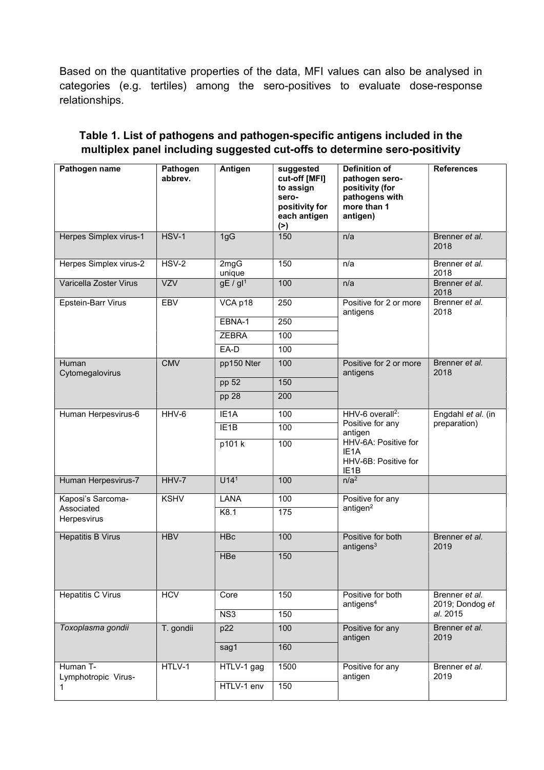Based on the quantitative properties of the data, MFI values can also be analysed in categories (e.g. tertiles) among the sero-positives to evaluate dose-response relationships.

**Table 1. List of pathogens and pathogen-specific antigens included in the multiplex panel including suggested cut-offs to determine sero-positivity**

| Pathogen name | Pathogen abbrev. | Antigen | suggested cut-off [MFI] to assign sero-positivity for each antigen (>) | Definition of pathogen sero-positivity (for pathogens with more than 1 antigen) | References |
|---|---|---|---|---|---|
| Herpes Simplex virus-1 | HSV-1 | 1gG | 150 | n/a | Brenner *et al.* 2018 |
| Herpes Simplex virus-2 | HSV-2 | 2mgG unique | 150 | n/a | Brenner *et al.* 2018 |
| Varicella Zoster Virus | VZV | gE / gI[1] | 100 | n/a | Brenner *et al.* 2018 |
| Epstein-Barr Virus | EBV | VCA p18 | 250 | Positive for 2 or more antigens | Brenner *et al.* 2018 |
| | | EBNA-1 | 250 | | |
| | | ZEBRA | 100 | | |
| | | EA-D | 100 | | |
| Human Cytomegalovirus | CMV | pp150 Nter | 100 | Positive for 2 or more antigens | Brenner *et al.* 2018 |
| | | pp 52 | 150 | | |
| | | pp 28 | 200 | | |
| Human Herpesvirus-6 | HHV-6 | IE1A | 100 | HHV-6 overall[2]: Positive for any antigen<br>HHV-6A: Positive for IE1A<br>HHV-6B: Positive for IE1B | Engdahl *et al.* (in preparation) |
| | | IE1B | 100 | | |
| | | p101 k | 100 | | |
| Human Herpesvirus-7 | HHV-7 | U14[1] | 100 | n/a[2] | |
| Kaposi's Sarcoma-Associated Herpesvirus | KSHV | LANA | 100 | Positive for any antigen[2] | |
| | | K8.1 | 175 | | |
| Hepatitis B Virus | HBV | HBc | 100 | Positive for both antigens[3] | Brenner *et al.* 2019 |
| | | HBe | 150 | | |
| Hepatitis C Virus | HCV | Core | 150 | Positive for both antigens[4] | Brenner *et al.* 2019; Dondog *et al.* 2015 |
| | | NS3 | 150 | | |
| *Toxoplasma gondii* | T. gondii | p22 | 100 | Positive for any antigen | Brenner *et al.* 2019 |
| | | sag1 | 160 | | |
| Human T-Lymphotropic Virus-1 | HTLV-1 | HTLV-1 gag | 1500 | Positive for any antigen | Brenner *et al.* 2019 |
| | | HTLV-1 env | 150 | | |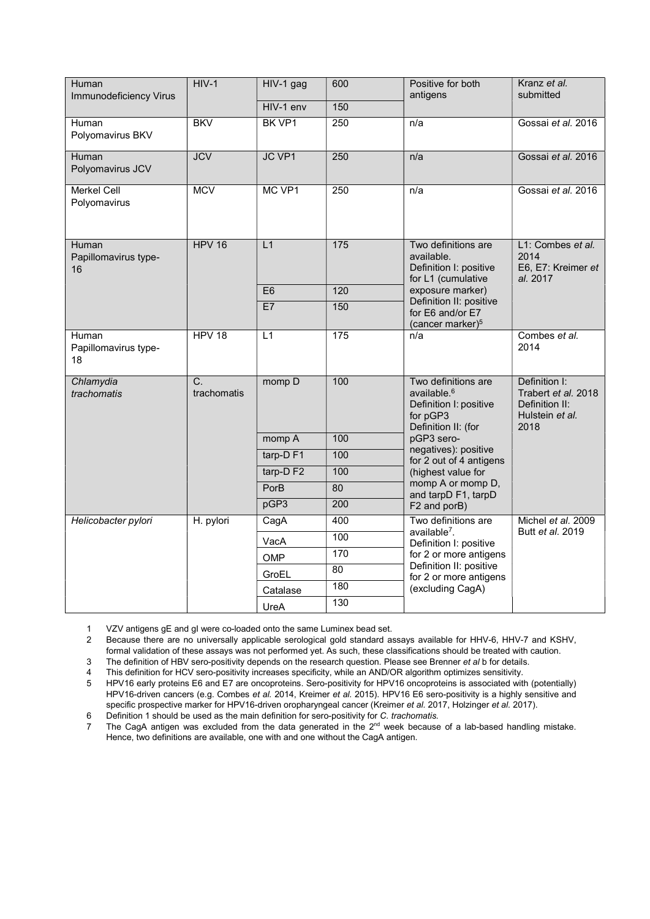| Human Immunodeficiency Virus | HIV-1 | HIV-1 gag | 600 | Positive for both antigens | Kranz *et al.* submitted |
|---|---|---|---|---|---|
| | | HIV-1 env | 150 | | |
| Human Polyomavirus BKV | BKV | BK VP1 | 250 | n/a | Gossai *et al.* 2016 |
| Human Polyomavirus JCV | JCV | JC VP1 | 250 | n/a | Gossai *et al.* 2016 |
| Merkel Cell Polyomavirus | MCV | MC VP1 | 250 | n/a | Gossai *et al.* 2016 |
| Human Papillomavirus type-16 | HPV 16 | L1 | 175 | Two definitions are available. Definition I: positive for L1 (cumulative exposure marker) Definition II: positive for E6 and/or E7 (cancer marker)[5] | L1: Combes *et al.* 2014 E6, E7: Kreimer *et al.* 2017 |
| | | E6 | 120 | | |
| | | E7 | 150 | | |
| Human Papillomavirus type-18 | HPV 18 | L1 | 175 | n/a | Combes *et al.* 2014 |
| *Chlamydia trachomatis* | C. trachomatis | momp D | 100 | Two definitions are available.[6] Definition I: positive for pGP3 Definition II: (for pGP3 sero-negatives): positive for 2 out of 4 antigens (highest value for momp A or momp D, and tarpD F1, tarpD F2 and porB) | Definition I: Trabert *et al.* 2018 Definition II: Hulstein *et al.* 2018 |
| | | momp A | 100 | | |
| | | tarp-D F1 | 100 | | |
| | | tarp-D F2 | 100 | | |
| | | PorB | 80 | | |
| | | pGP3 | 200 | | |
| *Helicobacter pylori* | H. pylori | CagA | 400 | Two definitions are available[7]. Definition I: positive for 2 or more antigens Definition II: positive for 2 or more antigens (excluding CagA) | Michel *et al.* 2009 Butt *et al.* 2019 |
| | | VacA | 100 | | |
| | | OMP | 170 | | |
| | | GroEL | 80 | | |
| | | Catalase | 180 | | |
| | | UreA | 130 | | |

1 VZV antigens gE and gI were co-loaded onto the same Luminex bead set.
2 Because there are no universally applicable serological gold standard assays available for HHV-6, HHV-7 and KSHV, formal validation of these assays was not performed yet. As such, these classifications should be treated with caution.
3 The definition of HBV sero-positivity depends on the research question. Please see Brenner *et al* b for details.
4 This definition for HCV sero-positivity increases specificity, while an AND/OR algorithm optimizes sensitivity.
5 HPV16 early proteins E6 and E7 are oncoproteins. Sero-positivity for HPV16 oncoproteins is associated with (potentially) HPV16-driven cancers (e.g. Combes *et al.* 2014, Kreimer *et al.* 2015). HPV16 E6 sero-positivity is a highly sensitive and specific prospective marker for HPV16-driven oropharyngeal cancer (Kreimer *et al.* 2017, Holzinger *et al.* 2017).
6 Definition 1 should be used as the main definition for sero-positivity for *C. trachomatis.*
7 The CagA antigen was excluded from the data generated in the 2nd week because of a lab-based handling mistake. Hence, two definitions are available, one with and one without the CagA antigen.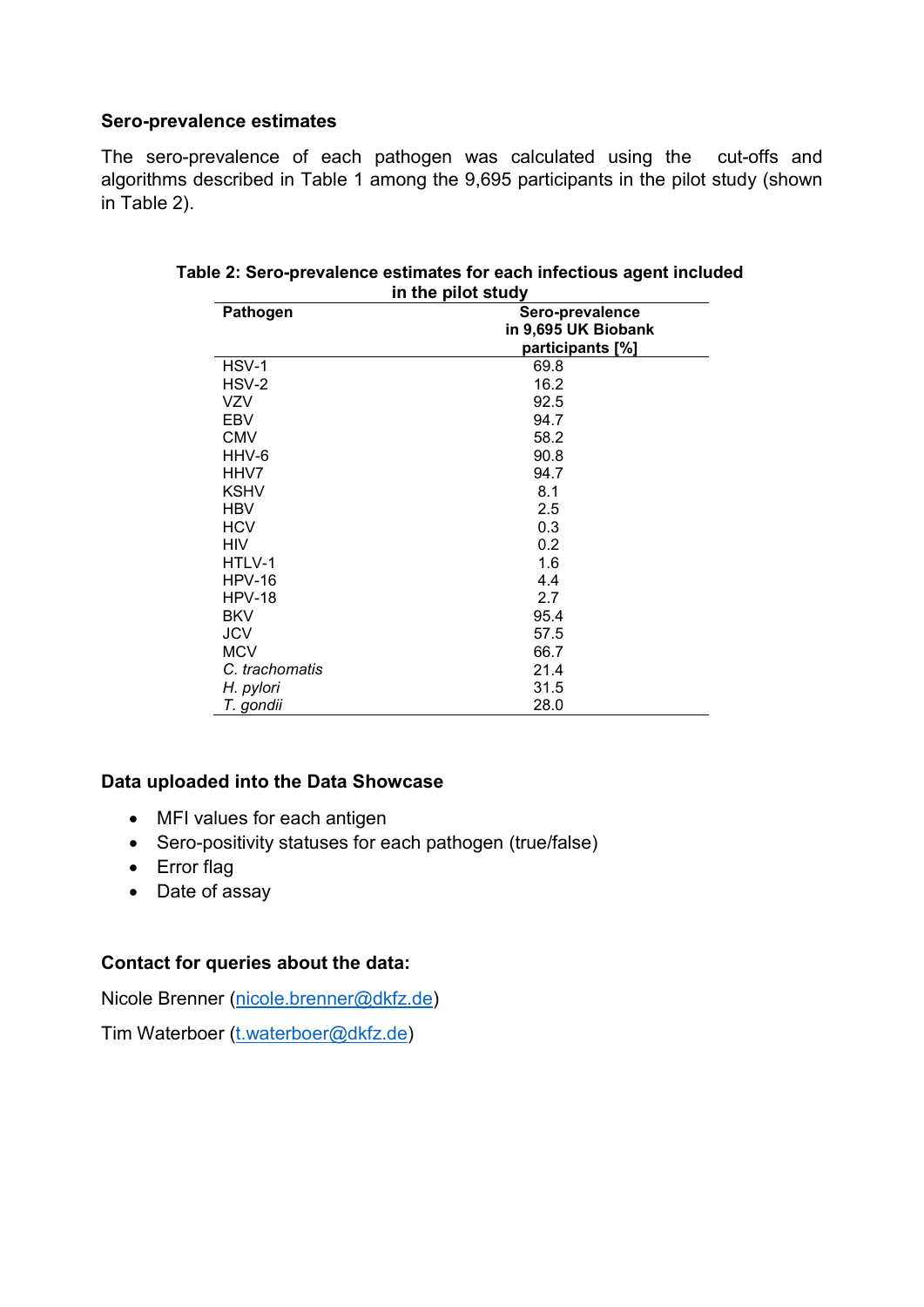### Sero-prevalence estimates

The sero-prevalence of each pathogen was calculated using the cut-offs and algorithms described in Table 1 among the 9,695 participants in the pilot study (shown in Table 2).

**Table 2: Sero-prevalence estimates for each infectious agent included in the pilot study**

| Pathogen | Sero-prevalence in 9,695 UK Biobank participants [%] |
|---|---|
| HSV-1 | 69.8 |
| HSV-2 | 16.2 |
| VZV | 92.5 |
| EBV | 94.7 |
| CMV | 58.2 |
| HHV-6 | 90.8 |
| HHV7 | 94.7 |
| KSHV | 8.1 |
| HBV | 2.5 |
| HCV | 0.3 |
| HIV | 0.2 |
| HTLV-1 | 1.6 |
| HPV-16 | 4.4 |
| HPV-18 | 2.7 |
| BKV | 95.4 |
| JCV | 57.5 |
| MCV | 66.7 |
| *C. trachomatis* | 21.4 |
| *H. pylori* | 31.5 |
| *T. gondii* | 28.0 |

### Data uploaded into the Data Showcase

- MFI values for each antigen
- Sero-positivity statuses for each pathogen (true/false)
- Error flag
- Date of assay

### Contact for queries about the data:

Nicole Brenner (nicole.brenner@dkfz.de)

Tim Waterboer (t.waterboer@dkfz.de)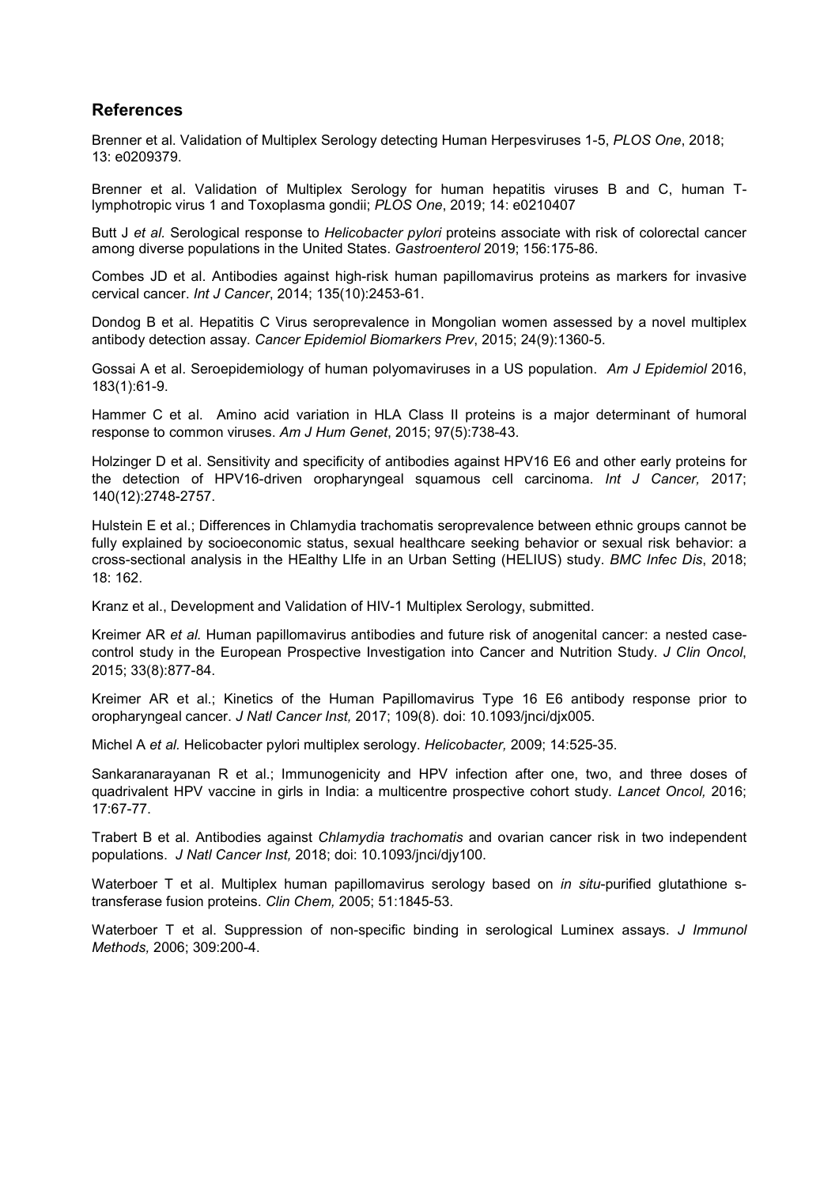## References

Brenner et al. Validation of Multiplex Serology detecting Human Herpesviruses 1-5, *PLOS One*, 2018; 13: e0209379.

Brenner et al. Validation of Multiplex Serology for human hepatitis viruses B and C, human T-lymphotropic virus 1 and Toxoplasma gondii; *PLOS One*, 2019; 14: e0210407

Butt J *et al.* Serological response to *Helicobacter pylori* proteins associate with risk of colorectal cancer among diverse populations in the United States. *Gastroenterol* 2019; 156:175-86.

Combes JD et al. Antibodies against high-risk human papillomavirus proteins as markers for invasive cervical cancer. *Int J Cancer*, 2014; 135(10):2453-61.

Dondog B et al. Hepatitis C Virus seroprevalence in Mongolian women assessed by a novel multiplex antibody detection assay. *Cancer Epidemiol Biomarkers Prev*, 2015; 24(9):1360-5.

Gossai A et al. Seroepidemiology of human polyomaviruses in a US population. *Am J Epidemiol* 2016, 183(1):61-9.

Hammer C et al. Amino acid variation in HLA Class II proteins is a major determinant of humoral response to common viruses. *Am J Hum Genet*, 2015; 97(5):738-43.

Holzinger D et al. Sensitivity and specificity of antibodies against HPV16 E6 and other early proteins for the detection of HPV16-driven oropharyngeal squamous cell carcinoma. *Int J Cancer,* 2017; 140(12):2748-2757.

Hulstein E et al.; Differences in Chlamydia trachomatis seroprevalence between ethnic groups cannot be fully explained by socioeconomic status, sexual healthcare seeking behavior or sexual risk behavior: a cross-sectional analysis in the HEalthy LIfe in an Urban Setting (HELIUS) study. *BMC Infec Dis*, 2018; 18: 162.

Kranz et al., Development and Validation of HIV-1 Multiplex Serology, submitted.

Kreimer AR *et al.* Human papillomavirus antibodies and future risk of anogenital cancer: a nested case-control study in the European Prospective Investigation into Cancer and Nutrition Study. *J Clin Oncol*, 2015; 33(8):877-84.

Kreimer AR et al.; Kinetics of the Human Papillomavirus Type 16 E6 antibody response prior to oropharyngeal cancer. *J Natl Cancer Inst,* 2017; 109(8). doi: 10.1093/jnci/djx005.

Michel A *et al.* Helicobacter pylori multiplex serology. *Helicobacter,* 2009; 14:525-35.

Sankaranarayanan R et al.; Immunogenicity and HPV infection after one, two, and three doses of quadrivalent HPV vaccine in girls in India: a multicentre prospective cohort study. *Lancet Oncol,* 2016; 17:67-77.

Trabert B et al. Antibodies against *Chlamydia trachomatis* and ovarian cancer risk in two independent populations. *J Natl Cancer Inst,* 2018; doi: 10.1093/jnci/djy100.

Waterboer T et al. Multiplex human papillomavirus serology based on *in situ*-purified glutathione s-transferase fusion proteins. *Clin Chem,* 2005; 51:1845-53.

Waterboer T et al. Suppression of non-specific binding in serological Luminex assays. *J Immunol Methods,* 2006; 309:200-4.